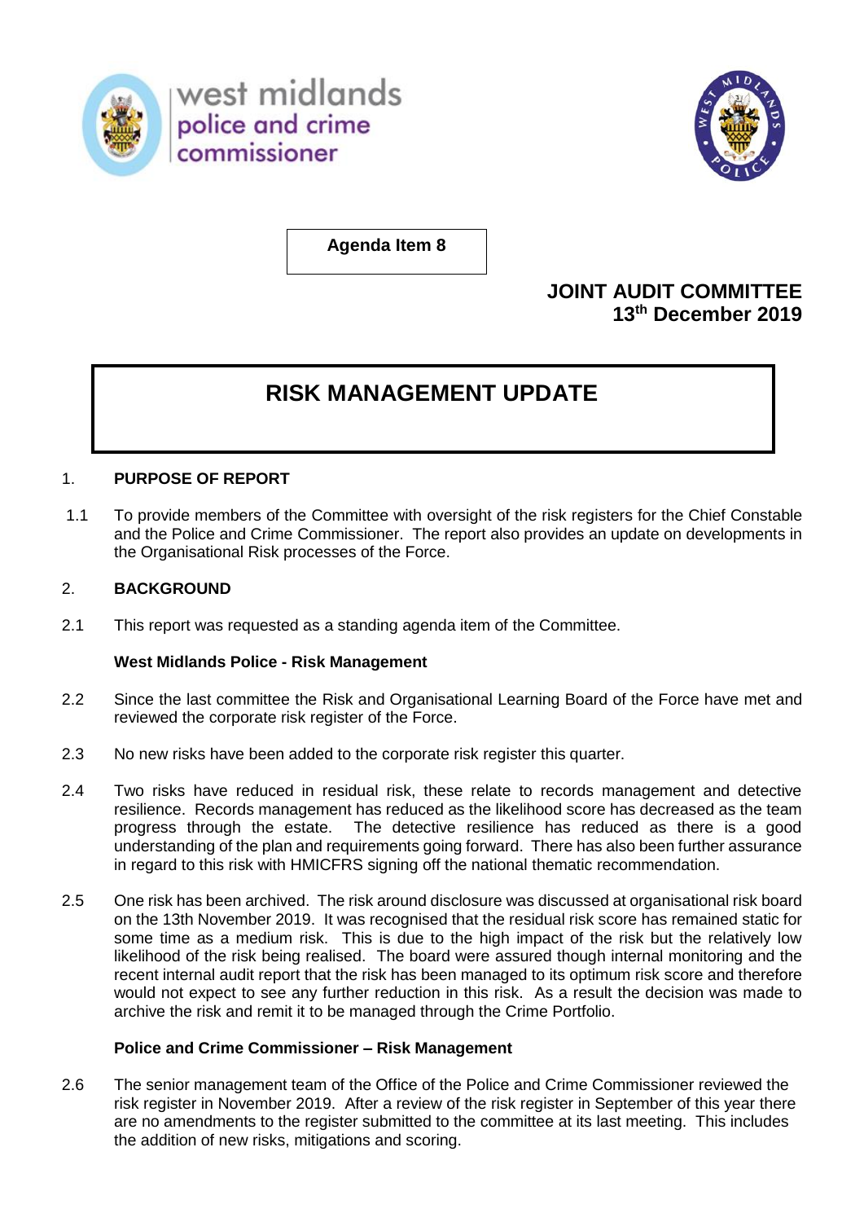west midlands police and crime commissioner

**Agenda Item 8**

**JOINT AUDIT COMMITTEE**
**13th December 2019**

# RISK MANAGEMENT UPDATE

1. **PURPOSE OF REPORT**

1.1 To provide members of the Committee with oversight of the risk registers for the Chief Constable and the Police and Crime Commissioner. The report also provides an update on developments in the Organisational Risk processes of the Force.

2. **BACKGROUND**

2.1 This report was requested as a standing agenda item of the Committee.

**West Midlands Police - Risk Management**

2.2 Since the last committee the Risk and Organisational Learning Board of the Force have met and reviewed the corporate risk register of the Force.

2.3 No new risks have been added to the corporate risk register this quarter.

2.4 Two risks have reduced in residual risk, these relate to records management and detective resilience. Records management has reduced as the likelihood score has decreased as the team progress through the estate. The detective resilience has reduced as there is a good understanding of the plan and requirements going forward. There has also been further assurance in regard to this risk with HMICFRS signing off the national thematic recommendation.

2.5 One risk has been archived. The risk around disclosure was discussed at organisational risk board on the 13th November 2019. It was recognised that the residual risk score has remained static for some time as a medium risk. This is due to the high impact of the risk but the relatively low likelihood of the risk being realised. The board were assured though internal monitoring and the recent internal audit report that the risk has been managed to its optimum risk score and therefore would not expect to see any further reduction in this risk. As a result the decision was made to archive the risk and remit it to be managed through the Crime Portfolio.

**Police and Crime Commissioner – Risk Management**

2.6 The senior management team of the Office of the Police and Crime Commissioner reviewed the risk register in November 2019. After a review of the risk register in September of this year there are no amendments to the register submitted to the committee at its last meeting. This includes the addition of new risks, mitigations and scoring.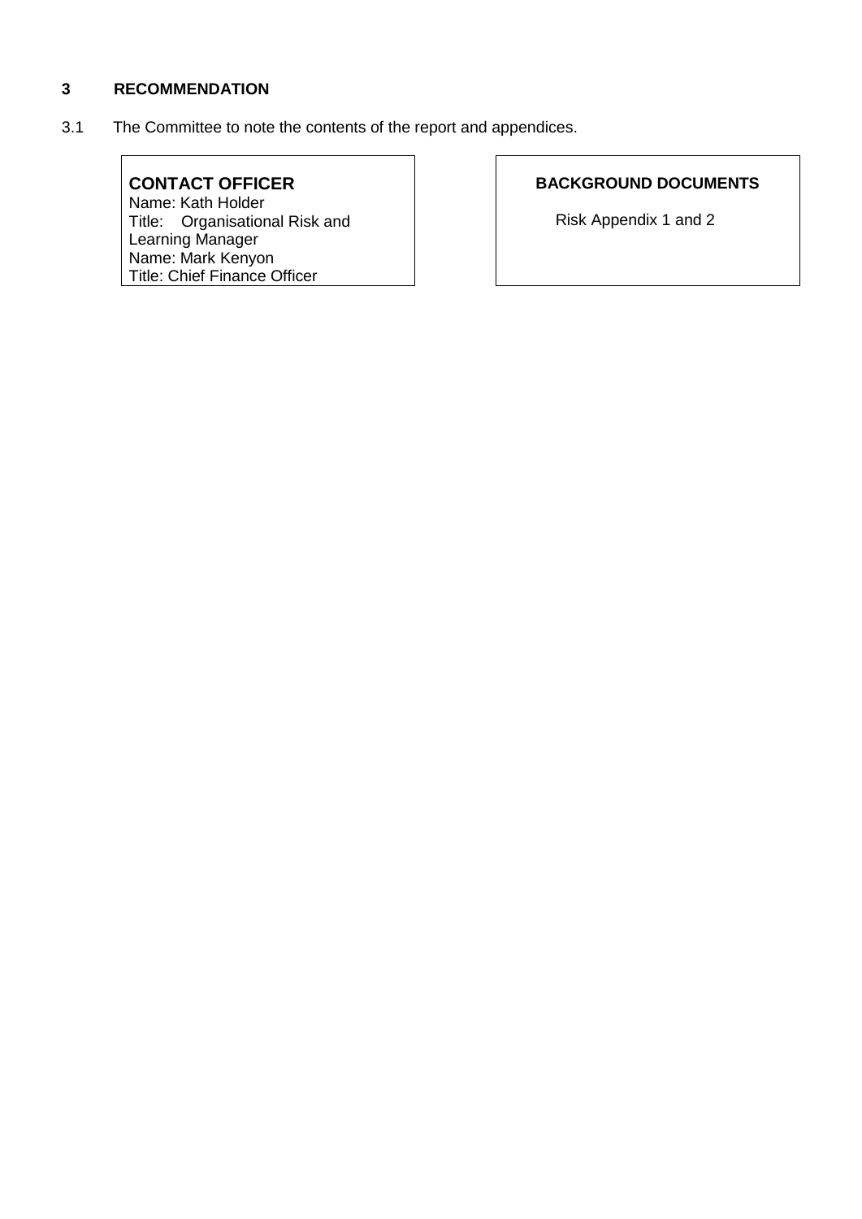## 3 RECOMMENDATION

3.1 The Committee to note the contents of the report and appendices.

| CONTACT OFFICER | BACKGROUND DOCUMENTS |
|---|---|
| Name: Kath Holder<br>Title: Organisational Risk and Learning Manager<br>Name: Mark Kenyon<br>Title: Chief Finance Officer | Risk Appendix 1 and 2 |